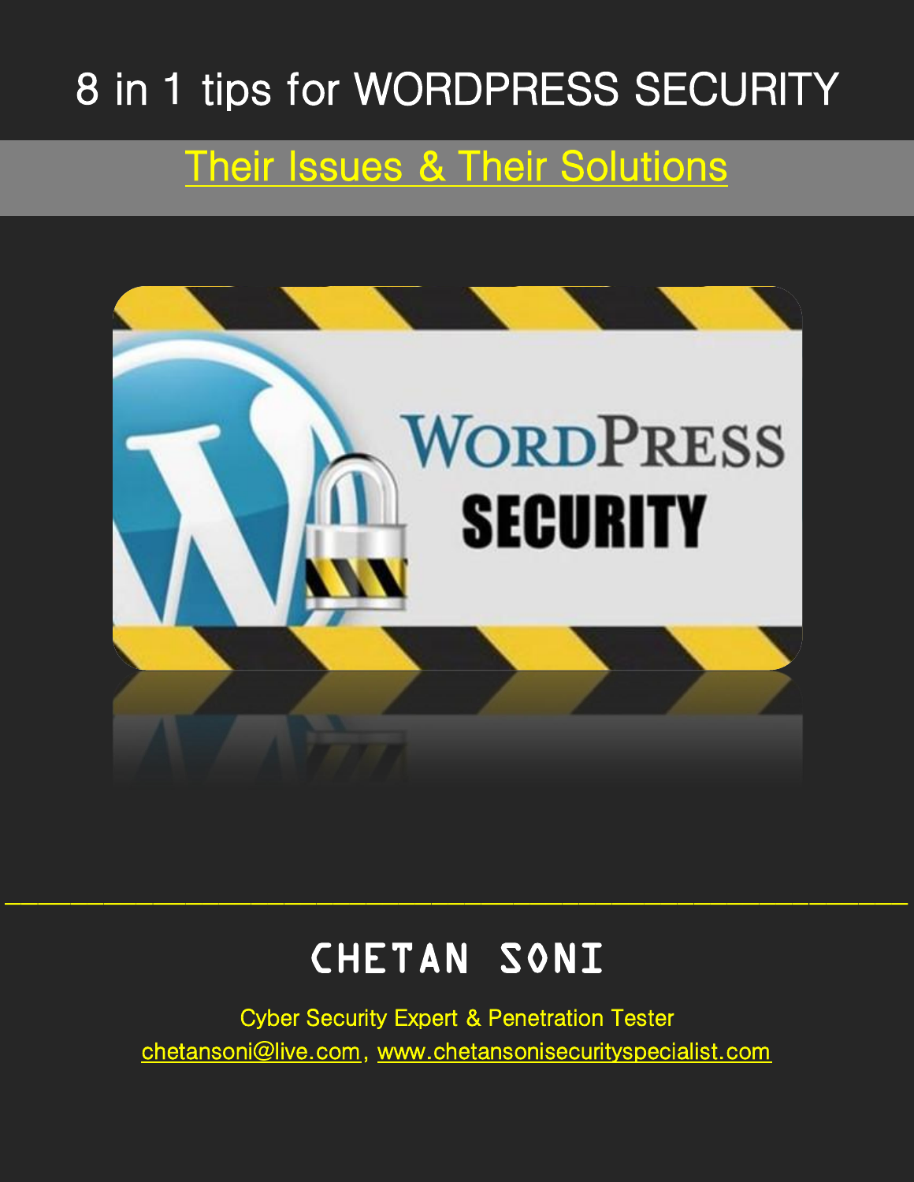# 8 in 1 tips for WORDPRESS SECURITY

## Their Issues & Their Solutions

---

## CHETAN SONI

Cyber Security Expert & Penetration Tester

chetansoni@live.com, www.chetansonisecurityspecialist.com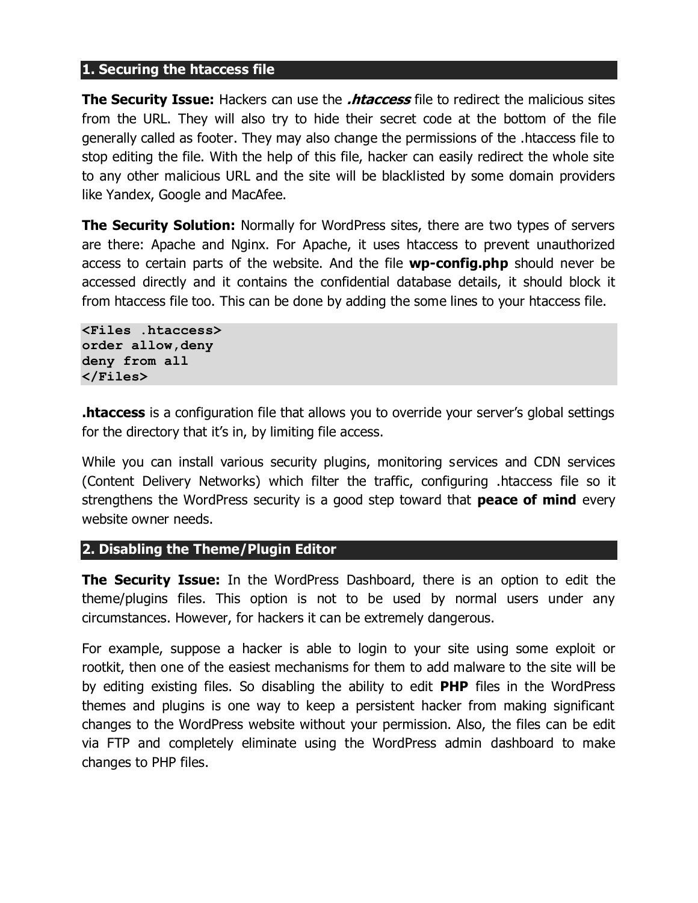## 1. Securing the htaccess file

**The Security Issue:** Hackers can use the ***.htaccess*** file to redirect the malicious sites from the URL. They will also try to hide their secret code at the bottom of the file generally called as footer. They may also change the permissions of the .htaccess file to stop editing the file. With the help of this file, hacker can easily redirect the whole site to any other malicious URL and the site will be blacklisted by some domain providers like Yandex, Google and MacAfee.

**The Security Solution:** Normally for WordPress sites, there are two types of servers are there: Apache and Nginx. For Apache, it uses htaccess to prevent unauthorized access to certain parts of the website. And the file **wp-config.php** should never be accessed directly and it contains the confidential database details, it should block it from htaccess file too. This can be done by adding the some lines to your htaccess file.

```
<Files .htaccess>
order allow,deny
deny from all
</Files>
```

**.htaccess** is a configuration file that allows you to override your server's global settings for the directory that it's in, by limiting file access.

While you can install various security plugins, monitoring services and CDN services (Content Delivery Networks) which filter the traffic, configuring .htaccess file so it strengthens the WordPress security is a good step toward that **peace of mind** every website owner needs.

## 2. Disabling the Theme/Plugin Editor

**The Security Issue:** In the WordPress Dashboard, there is an option to edit the theme/plugins files. This option is not to be used by normal users under any circumstances. However, for hackers it can be extremely dangerous.

For example, suppose a hacker is able to login to your site using some exploit or rootkit, then one of the easiest mechanisms for them to add malware to the site will be by editing existing files. So disabling the ability to edit **PHP** files in the WordPress themes and plugins is one way to keep a persistent hacker from making significant changes to the WordPress website without your permission. Also, the files can be edit via FTP and completely eliminate using the WordPress admin dashboard to make changes to PHP files.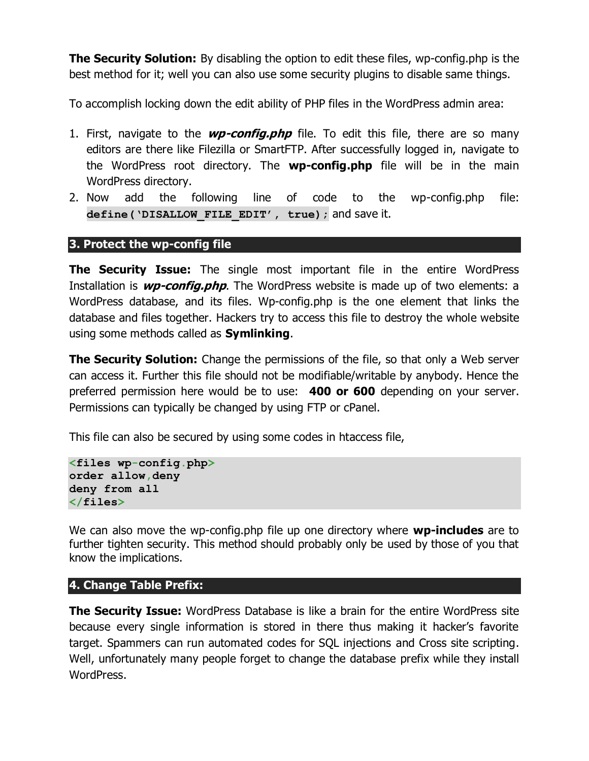**The Security Solution:** By disabling the option to edit these files, wp-config.php is the best method for it; well you can also use some security plugins to disable same things.

To accomplish locking down the edit ability of PHP files in the WordPress admin area:

1. First, navigate to the ***wp-config.php*** file. To edit this file, there are so many editors are there like Filezilla or SmartFTP. After successfully logged in, navigate to the WordPress root directory. The **wp-config.php** file will be in the main WordPress directory.
2. Now add the following line of code to the wp-config.php file: `define('DISALLOW_FILE_EDIT', true);` and save it.

## 3. Protect the wp-config file

**The Security Issue:** The single most important file in the entire WordPress Installation is ***wp-config.php***. The WordPress website is made up of two elements: a WordPress database, and its files. Wp-config.php is the one element that links the database and files together. Hackers try to access this file to destroy the whole website using some methods called as **Symlinking**.

**The Security Solution:** Change the permissions of the file, so that only a Web server can access it. Further this file should not be modifiable/writable by anybody. Hence the preferred permission here would be to use: **400 or 600** depending on your server. Permissions can typically be changed by using FTP or cPanel.

This file can also be secured by using some codes in htaccess file,

```
<files wp-config.php>
order allow,deny
deny from all
</files>
```

We can also move the wp-config.php file up one directory where **wp-includes** are to further tighten security. This method should probably only be used by those of you that know the implications.

## 4. Change Table Prefix:

**The Security Issue:** WordPress Database is like a brain for the entire WordPress site because every single information is stored in there thus making it hacker's favorite target. Spammers can run automated codes for SQL injections and Cross site scripting. Well, unfortunately many people forget to change the database prefix while they install WordPress.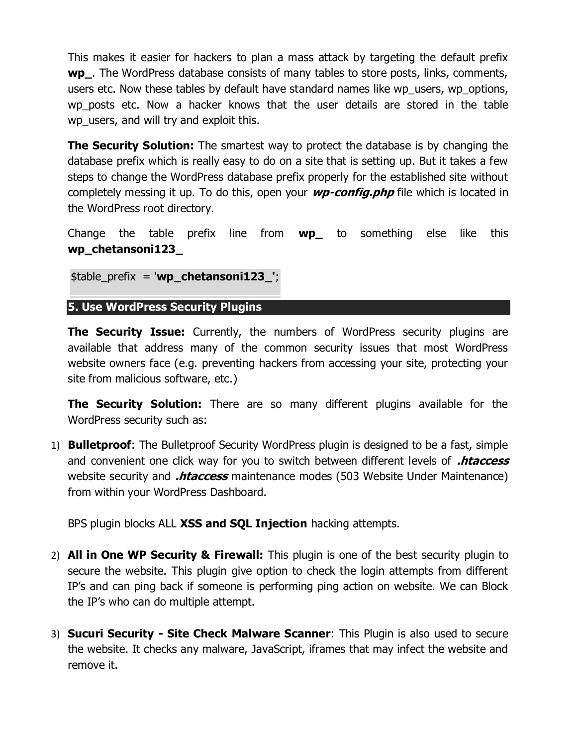This makes it easier for hackers to plan a mass attack by targeting the default prefix **wp_**. The WordPress database consists of many tables to store posts, links, comments, users etc. Now these tables by default have standard names like wp_users, wp_options, wp_posts etc. Now a hacker knows that the user details are stored in the table wp_users, and will try and exploit this.

**The Security Solution:** The smartest way to protect the database is by changing the database prefix which is really easy to do on a site that is setting up. But it takes a few steps to change the WordPress database prefix properly for the established site without completely messing it up. To do this, open your ***wp-config.php*** file which is located in the WordPress root directory.

Change the table prefix line from **wp_** to something else like this **wp_chetansoni123_**

```
$table_prefix  = 'wp_chetansoni123_';
```

## 5. Use WordPress Security Plugins

**The Security Issue:** Currently, the numbers of WordPress security plugins are available that address many of the common security issues that most WordPress website owners face (e.g. preventing hackers from accessing your site, protecting your site from malicious software, etc.)

**The Security Solution:** There are so many different plugins available for the WordPress security such as:

1) **Bulletproof**: The Bulletproof Security WordPress plugin is designed to be a fast, simple and convenient one click way for you to switch between different levels of ***.htaccess*** website security and ***.htaccess*** maintenance modes (503 Website Under Maintenance) from within your WordPress Dashboard.

   BPS plugin blocks ALL **XSS and SQL Injection** hacking attempts.

2) **All in One WP Security & Firewall:** This plugin is one of the best security plugin to secure the website. This plugin give option to check the login attempts from different IP's and can ping back if someone is performing ping action on website. We can Block the IP's who can do multiple attempt.

3) **Sucuri Security - Site Check Malware Scanner**: This Plugin is also used to secure the website. It checks any malware, JavaScript, iframes that may infect the website and remove it.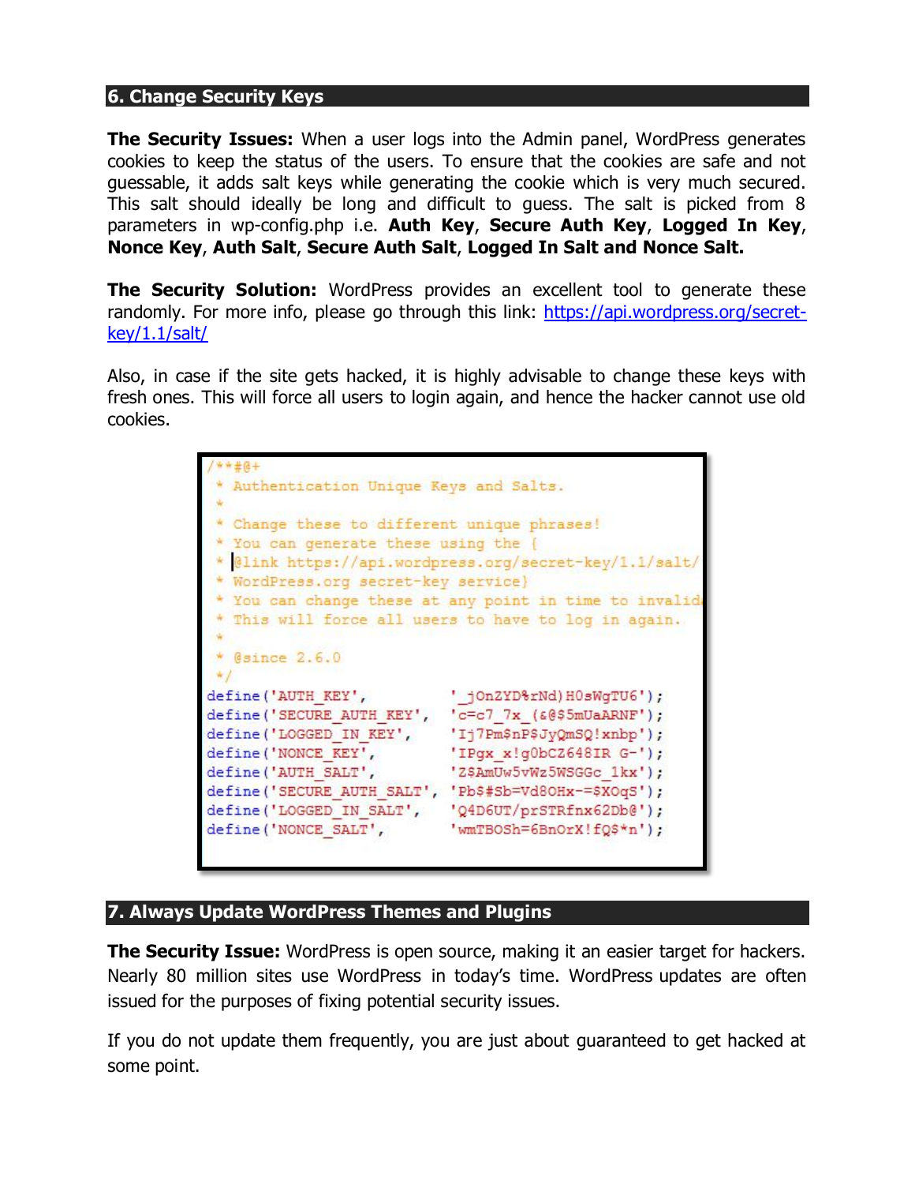## 6. Change Security Keys

**The Security Issues:** When a user logs into the Admin panel, WordPress generates cookies to keep the status of the users. To ensure that the cookies are safe and not guessable, it adds salt keys while generating the cookie which is very much secured. This salt should ideally be long and difficult to guess. The salt is picked from 8 parameters in wp-config.php i.e. **Auth Key**, **Secure Auth Key**, **Logged In Key**, **Nonce Key**, **Auth Salt**, **Secure Auth Salt**, **Logged In Salt and Nonce Salt.**

**The Security Solution:** WordPress provides an excellent tool to generate these randomly. For more info, please go through this link: [https://api.wordpress.org/secret-key/1.1/salt/](https://api.wordpress.org/secret-key/1.1/salt/)

Also, in case if the site gets hacked, it is highly advisable to change these keys with fresh ones. This will force all users to login again, and hence the hacker cannot use old cookies.

```
/**#@+
 * Authentication Unique Keys and Salts.
 *
 * Change these to different unique phrases!
 * You can generate these using the {
 * @link https://api.wordpress.org/secret-key/1.1/salt/
 * WordPress.org secret-key service}
 * You can change these at any point in time to invalid
 * This will force all users to have to log in again.
 *
 * @since 2.6.0
 */
define('AUTH_KEY',         '_jOnZYD%rNd)H0sWgTU6');
define('SECURE_AUTH_KEY',  'c=c7_7x_(&@$5mUaARNF');
define('LOGGED_IN_KEY',    'Ij7Pm$nP$JyQmSQ!xnbp');
define('NONCE_KEY',        'IPgx_x!g0bCZ648IR G-');
define('AUTH_SALT',        'Z$AmUw5vWz5WSGGc_1kx');
define('SECURE_AUTH_SALT', 'Pb$#Sb=Vd8OHx-=$XOqS');
define('LOGGED_IN_SALT',   'Q4D6UT/prSTRfnx62Db@');
define('NONCE_SALT',       'wmTBOSh=6BnOrX!fQ$*n');
```

## 7. Always Update WordPress Themes and Plugins

**The Security Issue:** WordPress is open source, making it an easier target for hackers. Nearly 80 million sites use WordPress in today's time. WordPress updates are often issued for the purposes of fixing potential security issues.

If you do not update them frequently, you are just about guaranteed to get hacked at some point.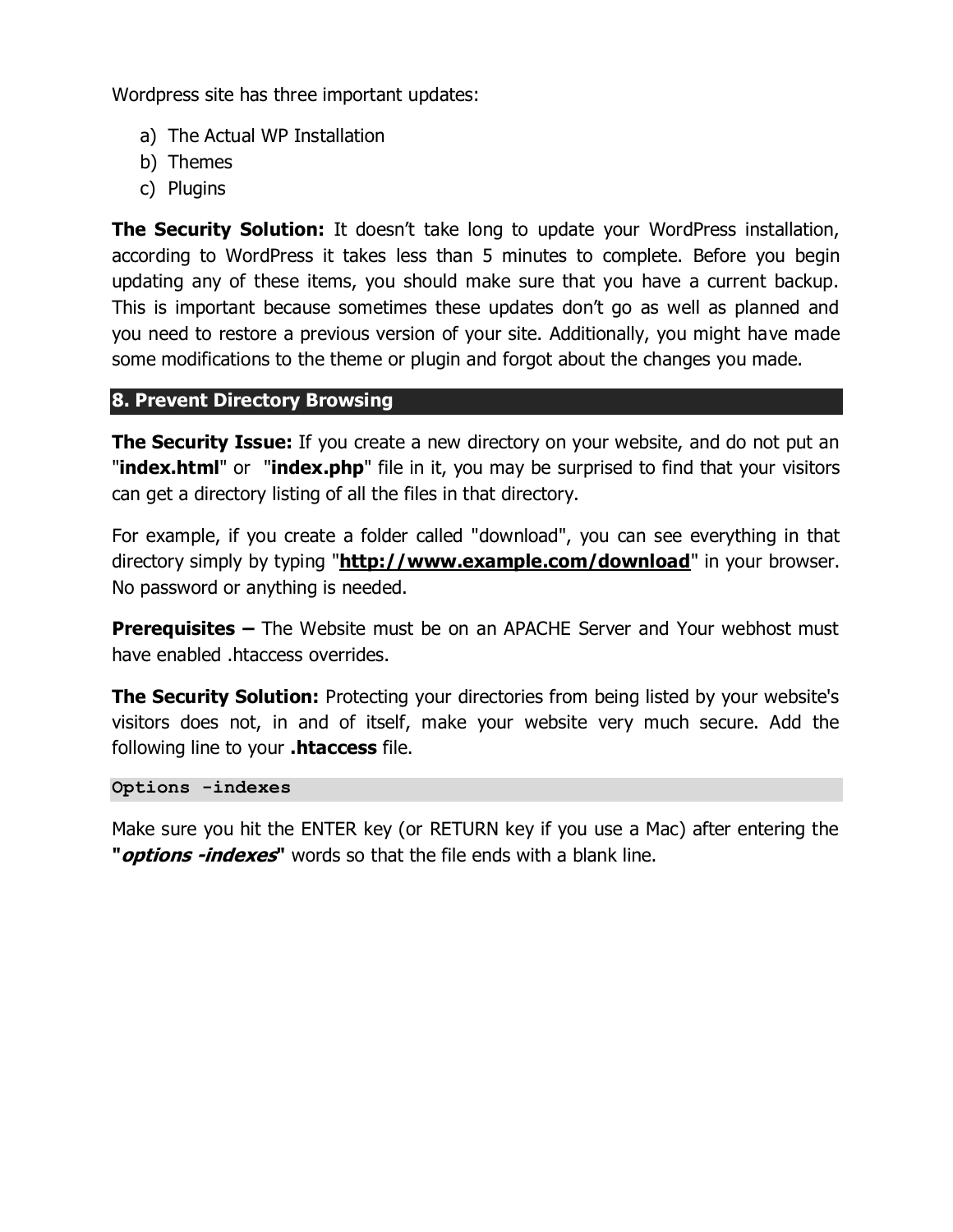Wordpress site has three important updates:

a) The Actual WP Installation
b) Themes
c) Plugins

**The Security Solution:** It doesn't take long to update your WordPress installation, according to WordPress it takes less than 5 minutes to complete. Before you begin updating any of these items, you should make sure that you have a current backup. This is important because sometimes these updates don't go as well as planned and you need to restore a previous version of your site. Additionally, you might have made some modifications to the theme or plugin and forgot about the changes you made.

## 8. Prevent Directory Browsing

**The Security Issue:** If you create a new directory on your website, and do not put an "**index.html**" or "**index.php**" file in it, you may be surprised to find that your visitors can get a directory listing of all the files in that directory.

For example, if you create a folder called "download", you can see everything in that directory simply by typing "**http://www.example.com/download**" in your browser. No password or anything is needed.

**Prerequisites –** The Website must be on an APACHE Server and Your webhost must have enabled .htaccess overrides.

**The Security Solution:** Protecting your directories from being listed by your website's visitors does not, in and of itself, make your website very much secure. Add the following line to your **.htaccess** file.

```
Options -indexes
```

Make sure you hit the ENTER key (or RETURN key if you use a Mac) after entering the **"*options -indexes*"** words so that the file ends with a blank line.